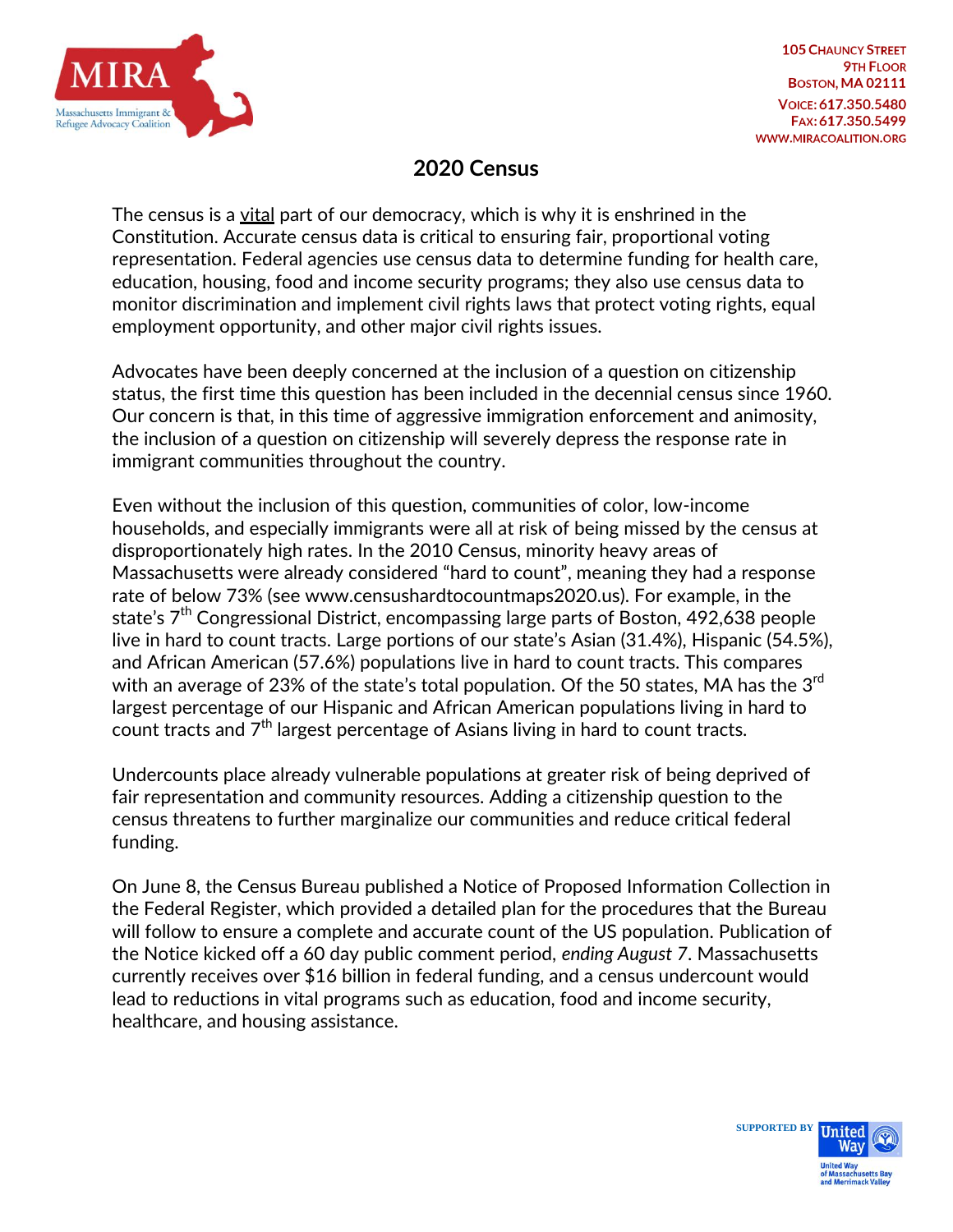105 Chauncy Street
9th Floor
Boston, MA 02111
Voice: 617.350.5480
Fax: 617.350.5499
www.miracoalition.org

# 2020 Census

The census is a vital part of our democracy, which is why it is enshrined in the Constitution. Accurate census data is critical to ensuring fair, proportional voting representation. Federal agencies use census data to determine funding for health care, education, housing, food and income security programs; they also use census data to monitor discrimination and implement civil rights laws that protect voting rights, equal employment opportunity, and other major civil rights issues.

Advocates have been deeply concerned at the inclusion of a question on citizenship status, the first time this question has been included in the decennial census since 1960. Our concern is that, in this time of aggressive immigration enforcement and animosity, the inclusion of a question on citizenship will severely depress the response rate in immigrant communities throughout the country.

Even without the inclusion of this question, communities of color, low-income households, and especially immigrants were all at risk of being missed by the census at disproportionately high rates. In the 2010 Census, minority heavy areas of Massachusetts were already considered "hard to count", meaning they had a response rate of below 73% (see www.censushardtocountmaps2020.us). For example, in the state's 7th Congressional District, encompassing large parts of Boston, 492,638 people live in hard to count tracts. Large portions of our state's Asian (31.4%), Hispanic (54.5%), and African American (57.6%) populations live in hard to count tracts. This compares with an average of 23% of the state's total population. Of the 50 states, MA has the 3rd largest percentage of our Hispanic and African American populations living in hard to count tracts and 7th largest percentage of Asians living in hard to count tracts.

Undercounts place already vulnerable populations at greater risk of being deprived of fair representation and community resources. Adding a citizenship question to the census threatens to further marginalize our communities and reduce critical federal funding.

On June 8, the Census Bureau published a Notice of Proposed Information Collection in the Federal Register, which provided a detailed plan for the procedures that the Bureau will follow to ensure a complete and accurate count of the US population. Publication of the Notice kicked off a 60 day public comment period, *ending August 7*. Massachusetts currently receives over $16 billion in federal funding, and a census undercount would lead to reductions in vital programs such as education, food and income security, healthcare, and housing assistance.

SUPPORTED BY United Way of Massachusetts Bay and Merrimack Valley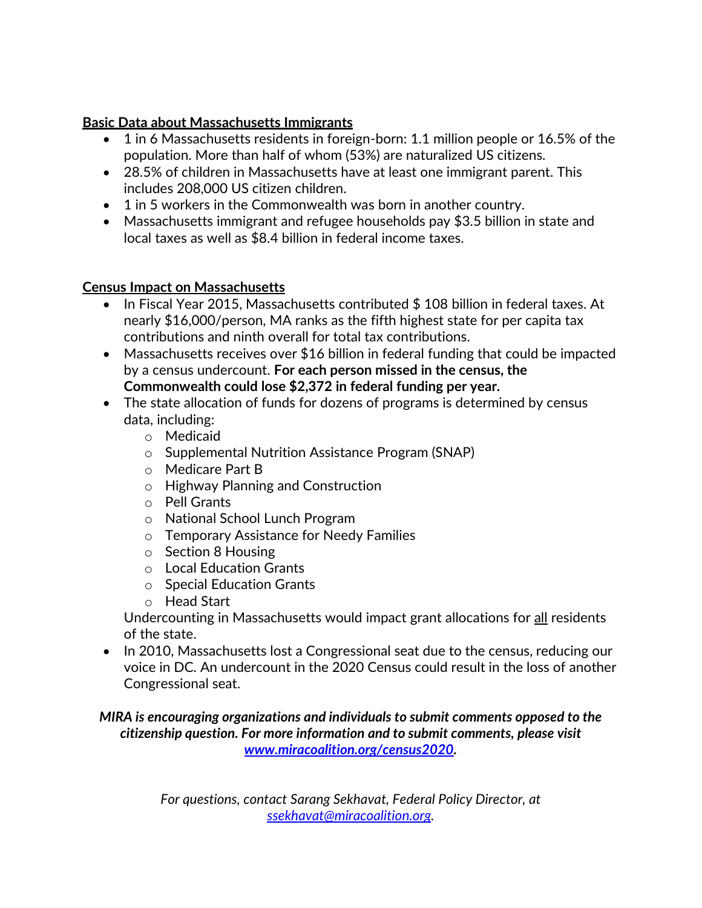## Basic Data about Massachusetts Immigrants

- 1 in 6 Massachusetts residents in foreign-born: 1.1 million people or 16.5% of the population. More than half of whom (53%) are naturalized US citizens.
- 28.5% of children in Massachusetts have at least one immigrant parent. This includes 208,000 US citizen children.
- 1 in 5 workers in the Commonwealth was born in another country.
- Massachusetts immigrant and refugee households pay $3.5 billion in state and local taxes as well as $8.4 billion in federal income taxes.

## Census Impact on Massachusetts

- In Fiscal Year 2015, Massachusetts contributed $ 108 billion in federal taxes. At nearly $16,000/person, MA ranks as the fifth highest state for per capita tax contributions and ninth overall for total tax contributions.
- Massachusetts receives over $16 billion in federal funding that could be impacted by a census undercount. **For each person missed in the census, the Commonwealth could lose $2,372 in federal funding per year.**
- The state allocation of funds for dozens of programs is determined by census data, including:
  - Medicaid
  - Supplemental Nutrition Assistance Program (SNAP)
  - Medicare Part B
  - Highway Planning and Construction
  - Pell Grants
  - National School Lunch Program
  - Temporary Assistance for Needy Families
  - Section 8 Housing
  - Local Education Grants
  - Special Education Grants
  - Head Start

  Undercounting in Massachusetts would impact grant allocations for all residents of the state.
- In 2010, Massachusetts lost a Congressional seat due to the census, reducing our voice in DC. An undercount in the 2020 Census could result in the loss of another Congressional seat.

***MIRA is encouraging organizations and individuals to submit comments opposed to the citizenship question. For more information and to submit comments, please visit www.miracoalition.org/census2020.***

*For questions, contact Sarang Sekhavat, Federal Policy Director, at ssekhavat@miracoalition.org.*